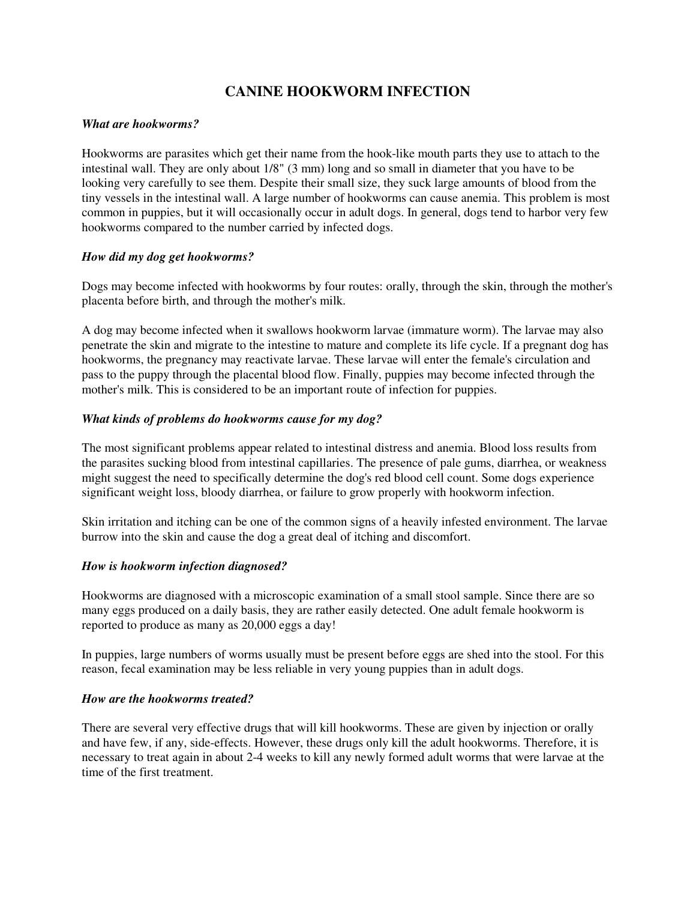# CANINE HOOKWORM INFECTION

***What are hookworms?***

Hookworms are parasites which get their name from the hook-like mouth parts they use to attach to the intestinal wall. They are only about 1/8" (3 mm) long and so small in diameter that you have to be looking very carefully to see them. Despite their small size, they suck large amounts of blood from the tiny vessels in the intestinal wall. A large number of hookworms can cause anemia. This problem is most common in puppies, but it will occasionally occur in adult dogs. In general, dogs tend to harbor very few hookworms compared to the number carried by infected dogs.

***How did my dog get hookworms?***

Dogs may become infected with hookworms by four routes: orally, through the skin, through the mother's placenta before birth, and through the mother's milk.

A dog may become infected when it swallows hookworm larvae (immature worm). The larvae may also penetrate the skin and migrate to the intestine to mature and complete its life cycle. If a pregnant dog has hookworms, the pregnancy may reactivate larvae. These larvae will enter the female's circulation and pass to the puppy through the placental blood flow. Finally, puppies may become infected through the mother's milk. This is considered to be an important route of infection for puppies.

***What kinds of problems do hookworms cause for my dog?***

The most significant problems appear related to intestinal distress and anemia. Blood loss results from the parasites sucking blood from intestinal capillaries. The presence of pale gums, diarrhea, or weakness might suggest the need to specifically determine the dog's red blood cell count. Some dogs experience significant weight loss, bloody diarrhea, or failure to grow properly with hookworm infection.

Skin irritation and itching can be one of the common signs of a heavily infested environment. The larvae burrow into the skin and cause the dog a great deal of itching and discomfort.

***How is hookworm infection diagnosed?***

Hookworms are diagnosed with a microscopic examination of a small stool sample. Since there are so many eggs produced on a daily basis, they are rather easily detected. One adult female hookworm is reported to produce as many as 20,000 eggs a day!

In puppies, large numbers of worms usually must be present before eggs are shed into the stool. For this reason, fecal examination may be less reliable in very young puppies than in adult dogs.

***How are the hookworms treated?***

There are several very effective drugs that will kill hookworms. These are given by injection or orally and have few, if any, side-effects. However, these drugs only kill the adult hookworms. Therefore, it is necessary to treat again in about 2-4 weeks to kill any newly formed adult worms that were larvae at the time of the first treatment.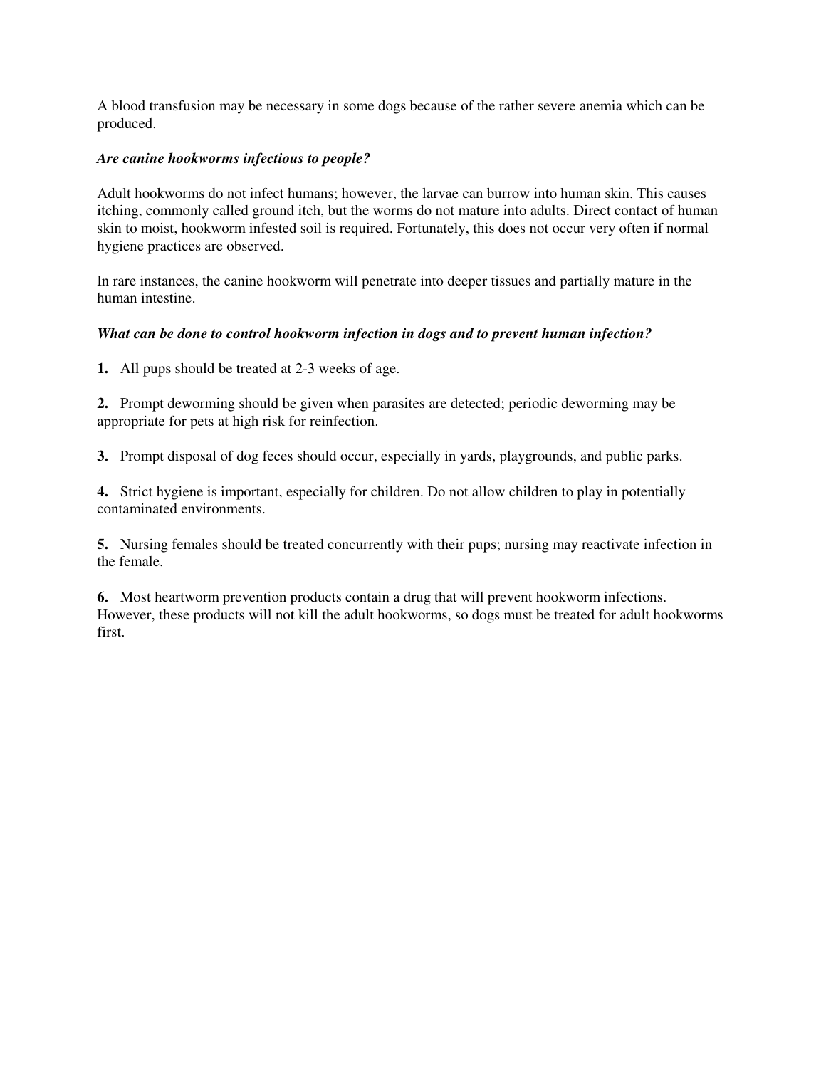A blood transfusion may be necessary in some dogs because of the rather severe anemia which can be produced.

### ***Are canine hookworms infectious to people?***

Adult hookworms do not infect humans; however, the larvae can burrow into human skin. This causes itching, commonly called ground itch, but the worms do not mature into adults. Direct contact of human skin to moist, hookworm infested soil is required. Fortunately, this does not occur very often if normal hygiene practices are observed.

In rare instances, the canine hookworm will penetrate into deeper tissues and partially mature in the human intestine.

### ***What can be done to control hookworm infection in dogs and to prevent human infection?***

**1.** All pups should be treated at 2-3 weeks of age.

**2.** Prompt deworming should be given when parasites are detected; periodic deworming may be appropriate for pets at high risk for reinfection.

**3.** Prompt disposal of dog feces should occur, especially in yards, playgrounds, and public parks.

**4.** Strict hygiene is important, especially for children. Do not allow children to play in potentially contaminated environments.

**5.** Nursing females should be treated concurrently with their pups; nursing may reactivate infection in the female.

**6.** Most heartworm prevention products contain a drug that will prevent hookworm infections. However, these products will not kill the adult hookworms, so dogs must be treated for adult hookworms first.